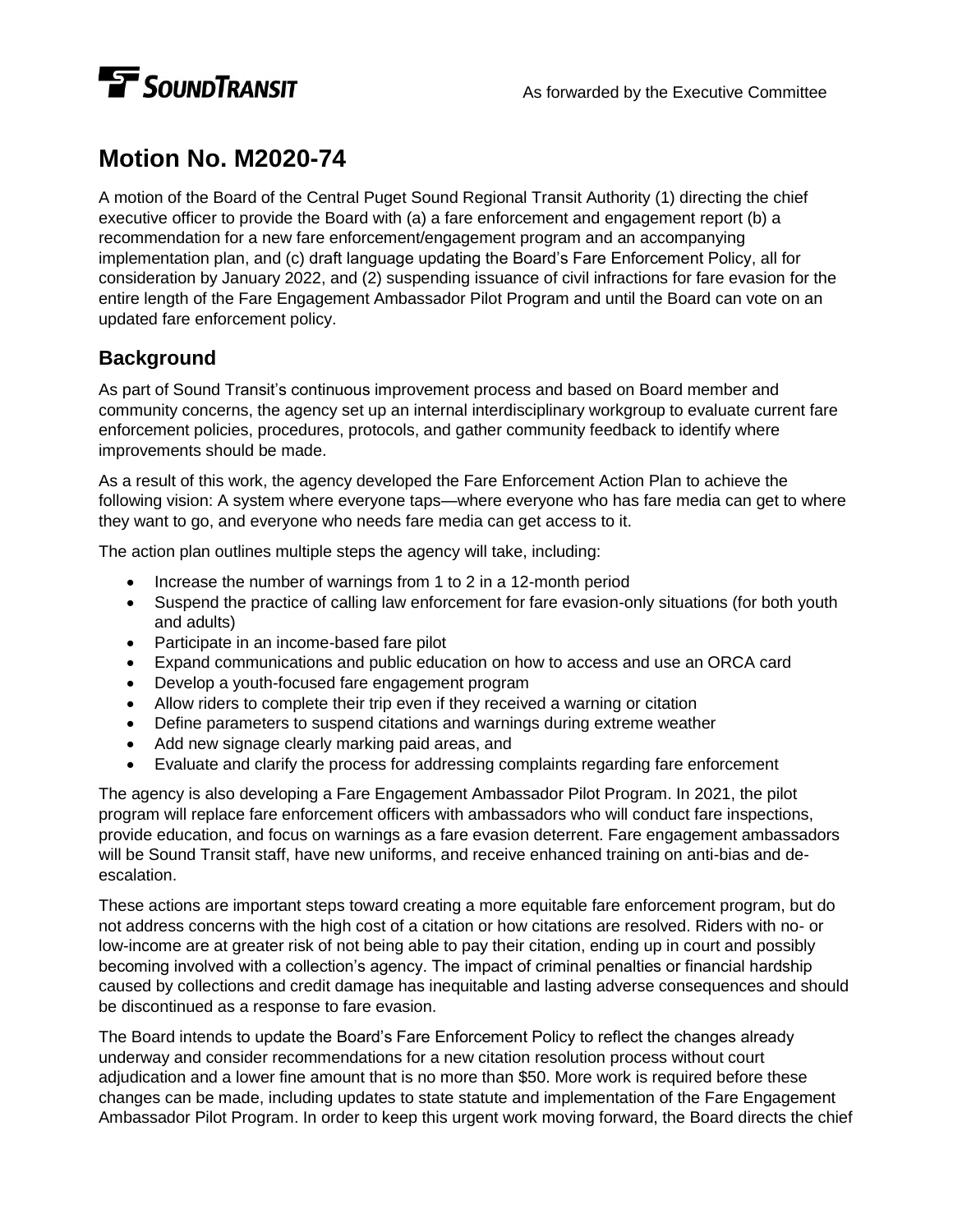SOUNDTRANSIT

As forwarded by the Executive Committee

# Motion No. M2020-74

A motion of the Board of the Central Puget Sound Regional Transit Authority (1) directing the chief executive officer to provide the Board with (a) a fare enforcement and engagement report (b) a recommendation for a new fare enforcement/engagement program and an accompanying implementation plan, and (c) draft language updating the Board's Fare Enforcement Policy, all for consideration by January 2022, and (2) suspending issuance of civil infractions for fare evasion for the entire length of the Fare Engagement Ambassador Pilot Program and until the Board can vote on an updated fare enforcement policy.

## Background

As part of Sound Transit's continuous improvement process and based on Board member and community concerns, the agency set up an internal interdisciplinary workgroup to evaluate current fare enforcement policies, procedures, protocols, and gather community feedback to identify where improvements should be made.

As a result of this work, the agency developed the Fare Enforcement Action Plan to achieve the following vision: A system where everyone taps—where everyone who has fare media can get to where they want to go, and everyone who needs fare media can get access to it.

The action plan outlines multiple steps the agency will take, including:

- Increase the number of warnings from 1 to 2 in a 12-month period
- Suspend the practice of calling law enforcement for fare evasion-only situations (for both youth and adults)
- Participate in an income-based fare pilot
- Expand communications and public education on how to access and use an ORCA card
- Develop a youth-focused fare engagement program
- Allow riders to complete their trip even if they received a warning or citation
- Define parameters to suspend citations and warnings during extreme weather
- Add new signage clearly marking paid areas, and
- Evaluate and clarify the process for addressing complaints regarding fare enforcement

The agency is also developing a Fare Engagement Ambassador Pilot Program. In 2021, the pilot program will replace fare enforcement officers with ambassadors who will conduct fare inspections, provide education, and focus on warnings as a fare evasion deterrent. Fare engagement ambassadors will be Sound Transit staff, have new uniforms, and receive enhanced training on anti-bias and de-escalation.

These actions are important steps toward creating a more equitable fare enforcement program, but do not address concerns with the high cost of a citation or how citations are resolved. Riders with no- or low-income are at greater risk of not being able to pay their citation, ending up in court and possibly becoming involved with a collection's agency. The impact of criminal penalties or financial hardship caused by collections and credit damage has inequitable and lasting adverse consequences and should be discontinued as a response to fare evasion.

The Board intends to update the Board's Fare Enforcement Policy to reflect the changes already underway and consider recommendations for a new citation resolution process without court adjudication and a lower fine amount that is no more than $50. More work is required before these changes can be made, including updates to state statute and implementation of the Fare Engagement Ambassador Pilot Program. In order to keep this urgent work moving forward, the Board directs the chief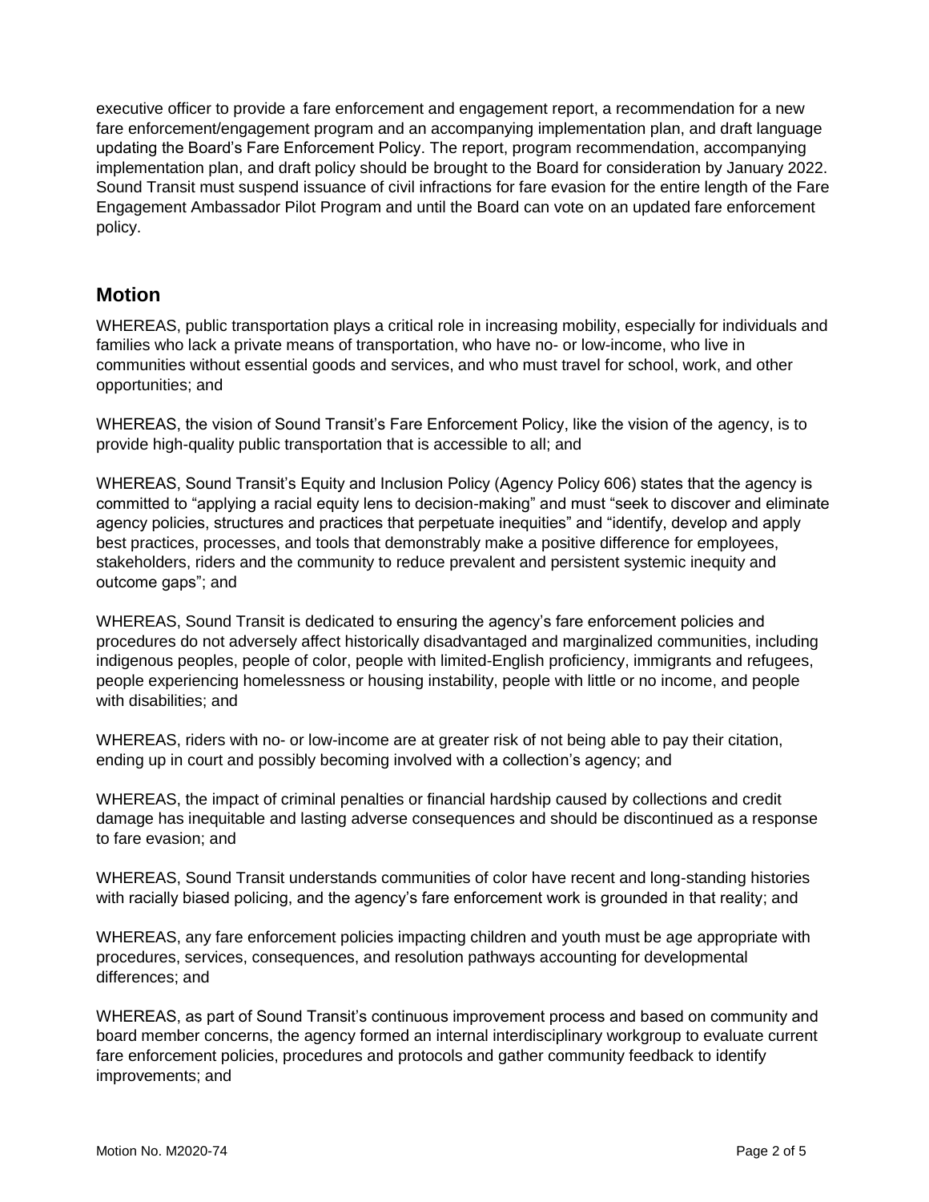executive officer to provide a fare enforcement and engagement report, a recommendation for a new fare enforcement/engagement program and an accompanying implementation plan, and draft language updating the Board's Fare Enforcement Policy. The report, program recommendation, accompanying implementation plan, and draft policy should be brought to the Board for consideration by January 2022. Sound Transit must suspend issuance of civil infractions for fare evasion for the entire length of the Fare Engagement Ambassador Pilot Program and until the Board can vote on an updated fare enforcement policy.

## Motion

WHEREAS, public transportation plays a critical role in increasing mobility, especially for individuals and families who lack a private means of transportation, who have no- or low-income, who live in communities without essential goods and services, and who must travel for school, work, and other opportunities; and

WHEREAS, the vision of Sound Transit's Fare Enforcement Policy, like the vision of the agency, is to provide high-quality public transportation that is accessible to all; and

WHEREAS, Sound Transit's Equity and Inclusion Policy (Agency Policy 606) states that the agency is committed to "applying a racial equity lens to decision-making" and must "seek to discover and eliminate agency policies, structures and practices that perpetuate inequities" and "identify, develop and apply best practices, processes, and tools that demonstrably make a positive difference for employees, stakeholders, riders and the community to reduce prevalent and persistent systemic inequity and outcome gaps"; and

WHEREAS, Sound Transit is dedicated to ensuring the agency's fare enforcement policies and procedures do not adversely affect historically disadvantaged and marginalized communities, including indigenous peoples, people of color, people with limited-English proficiency, immigrants and refugees, people experiencing homelessness or housing instability, people with little or no income, and people with disabilities; and

WHEREAS, riders with no- or low-income are at greater risk of not being able to pay their citation, ending up in court and possibly becoming involved with a collection's agency; and

WHEREAS, the impact of criminal penalties or financial hardship caused by collections and credit damage has inequitable and lasting adverse consequences and should be discontinued as a response to fare evasion; and

WHEREAS, Sound Transit understands communities of color have recent and long-standing histories with racially biased policing, and the agency's fare enforcement work is grounded in that reality; and

WHEREAS, any fare enforcement policies impacting children and youth must be age appropriate with procedures, services, consequences, and resolution pathways accounting for developmental differences; and

WHEREAS, as part of Sound Transit's continuous improvement process and based on community and board member concerns, the agency formed an internal interdisciplinary workgroup to evaluate current fare enforcement policies, procedures and protocols and gather community feedback to identify improvements; and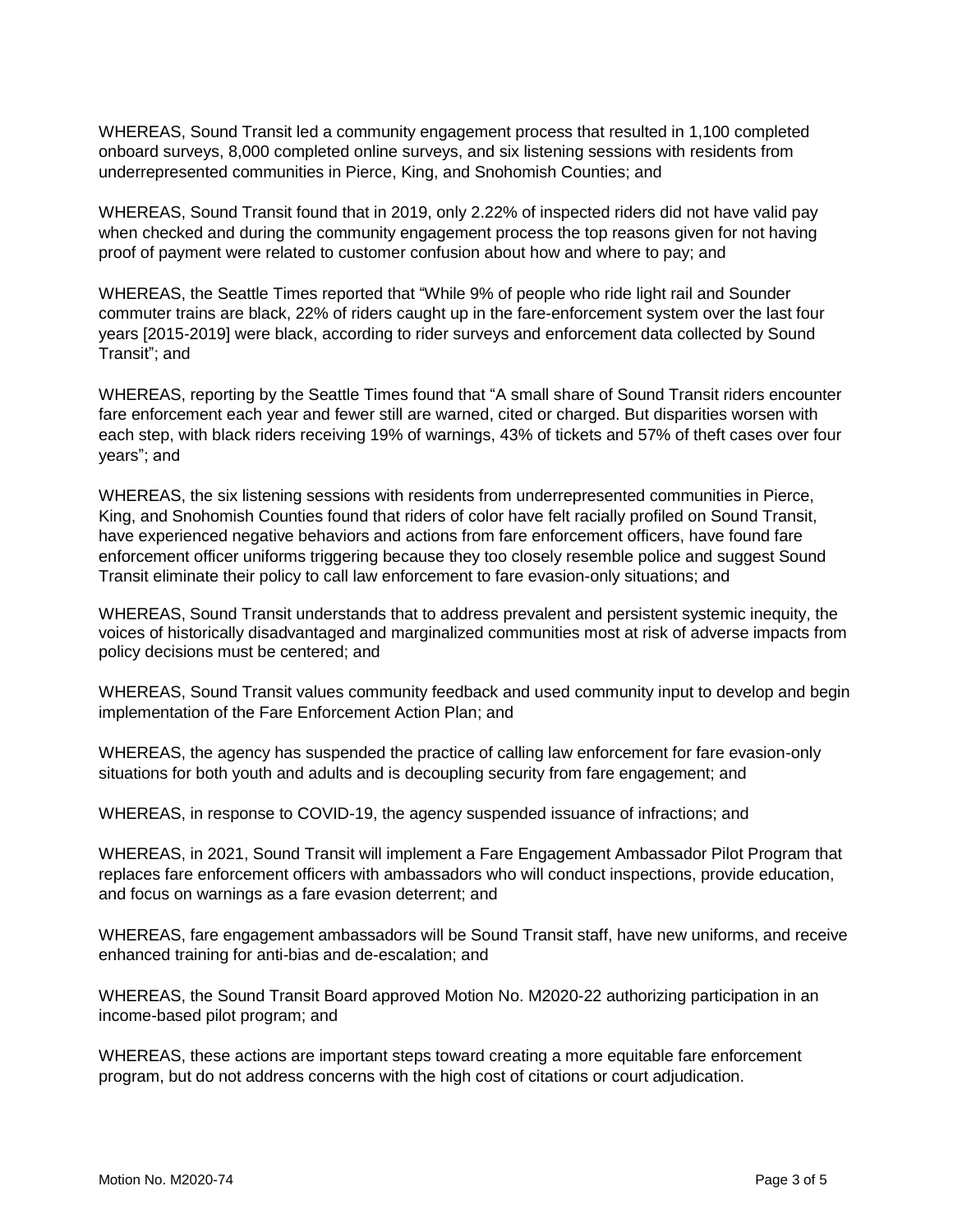WHEREAS, Sound Transit led a community engagement process that resulted in 1,100 completed onboard surveys, 8,000 completed online surveys, and six listening sessions with residents from underrepresented communities in Pierce, King, and Snohomish Counties; and

WHEREAS, Sound Transit found that in 2019, only 2.22% of inspected riders did not have valid pay when checked and during the community engagement process the top reasons given for not having proof of payment were related to customer confusion about how and where to pay; and

WHEREAS, the Seattle Times reported that "While 9% of people who ride light rail and Sounder commuter trains are black, 22% of riders caught up in the fare-enforcement system over the last four years [2015-2019] were black, according to rider surveys and enforcement data collected by Sound Transit"; and

WHEREAS, reporting by the Seattle Times found that "A small share of Sound Transit riders encounter fare enforcement each year and fewer still are warned, cited or charged. But disparities worsen with each step, with black riders receiving 19% of warnings, 43% of tickets and 57% of theft cases over four years"; and

WHEREAS, the six listening sessions with residents from underrepresented communities in Pierce, King, and Snohomish Counties found that riders of color have felt racially profiled on Sound Transit, have experienced negative behaviors and actions from fare enforcement officers, have found fare enforcement officer uniforms triggering because they too closely resemble police and suggest Sound Transit eliminate their policy to call law enforcement to fare evasion-only situations; and

WHEREAS, Sound Transit understands that to address prevalent and persistent systemic inequity, the voices of historically disadvantaged and marginalized communities most at risk of adverse impacts from policy decisions must be centered; and

WHEREAS, Sound Transit values community feedback and used community input to develop and begin implementation of the Fare Enforcement Action Plan; and

WHEREAS, the agency has suspended the practice of calling law enforcement for fare evasion-only situations for both youth and adults and is decoupling security from fare engagement; and

WHEREAS, in response to COVID-19, the agency suspended issuance of infractions; and

WHEREAS, in 2021, Sound Transit will implement a Fare Engagement Ambassador Pilot Program that replaces fare enforcement officers with ambassadors who will conduct inspections, provide education, and focus on warnings as a fare evasion deterrent; and

WHEREAS, fare engagement ambassadors will be Sound Transit staff, have new uniforms, and receive enhanced training for anti-bias and de-escalation; and

WHEREAS, the Sound Transit Board approved Motion No. M2020-22 authorizing participation in an income-based pilot program; and

WHEREAS, these actions are important steps toward creating a more equitable fare enforcement program, but do not address concerns with the high cost of citations or court adjudication.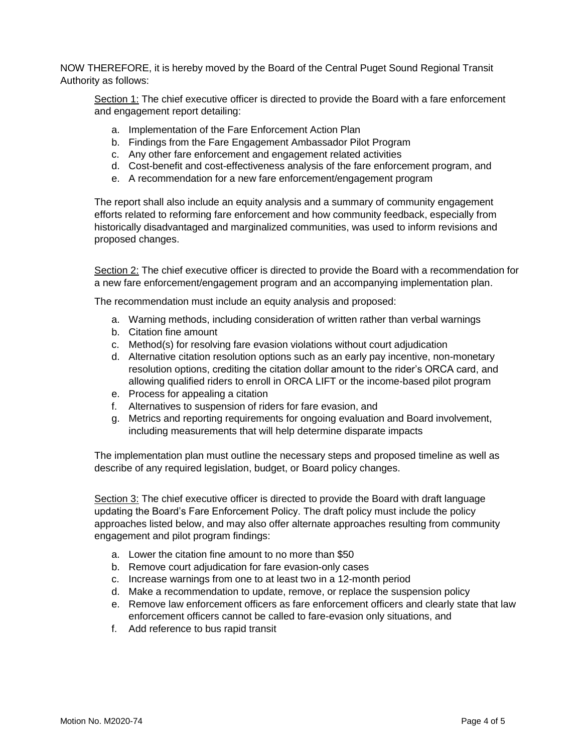NOW THEREFORE, it is hereby moved by the Board of the Central Puget Sound Regional Transit Authority as follows:

Section 1: The chief executive officer is directed to provide the Board with a fare enforcement and engagement report detailing:

a. Implementation of the Fare Enforcement Action Plan
b. Findings from the Fare Engagement Ambassador Pilot Program
c. Any other fare enforcement and engagement related activities
d. Cost-benefit and cost-effectiveness analysis of the fare enforcement program, and
e. A recommendation for a new fare enforcement/engagement program

The report shall also include an equity analysis and a summary of community engagement efforts related to reforming fare enforcement and how community feedback, especially from historically disadvantaged and marginalized communities, was used to inform revisions and proposed changes.

Section 2: The chief executive officer is directed to provide the Board with a recommendation for a new fare enforcement/engagement program and an accompanying implementation plan.

The recommendation must include an equity analysis and proposed:

a. Warning methods, including consideration of written rather than verbal warnings
b. Citation fine amount
c. Method(s) for resolving fare evasion violations without court adjudication
d. Alternative citation resolution options such as an early pay incentive, non-monetary resolution options, crediting the citation dollar amount to the rider's ORCA card, and allowing qualified riders to enroll in ORCA LIFT or the income-based pilot program
e. Process for appealing a citation
f. Alternatives to suspension of riders for fare evasion, and
g. Metrics and reporting requirements for ongoing evaluation and Board involvement, including measurements that will help determine disparate impacts

The implementation plan must outline the necessary steps and proposed timeline as well as describe of any required legislation, budget, or Board policy changes.

Section 3: The chief executive officer is directed to provide the Board with draft language updating the Board's Fare Enforcement Policy. The draft policy must include the policy approaches listed below, and may also offer alternate approaches resulting from community engagement and pilot program findings:

a. Lower the citation fine amount to no more than $50
b. Remove court adjudication for fare evasion-only cases
c. Increase warnings from one to at least two in a 12-month period
d. Make a recommendation to update, remove, or replace the suspension policy
e. Remove law enforcement officers as fare enforcement officers and clearly state that law enforcement officers cannot be called to fare-evasion only situations, and
f. Add reference to bus rapid transit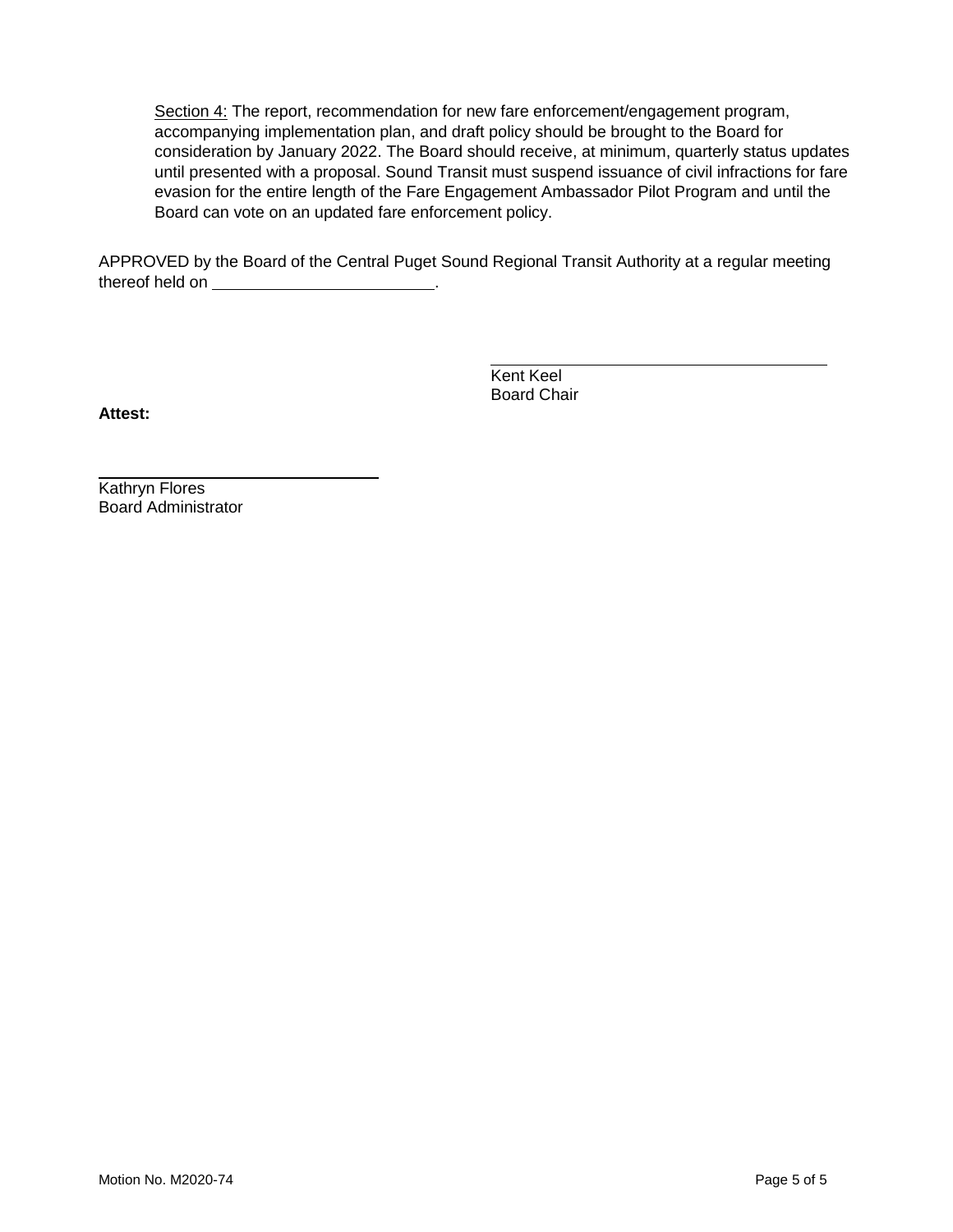Section 4: The report, recommendation for new fare enforcement/engagement program, accompanying implementation plan, and draft policy should be brought to the Board for consideration by January 2022. The Board should receive, at minimum, quarterly status updates until presented with a proposal. Sound Transit must suspend issuance of civil infractions for fare evasion for the entire length of the Fare Engagement Ambassador Pilot Program and until the Board can vote on an updated fare enforcement policy.

APPROVED by the Board of the Central Puget Sound Regional Transit Authority at a regular meeting thereof held on ________________________.

________________________________
Kent Keel
Board Chair

**Attest:**

________________________________
Kathryn Flores
Board Administrator

Motion No. M2020-74